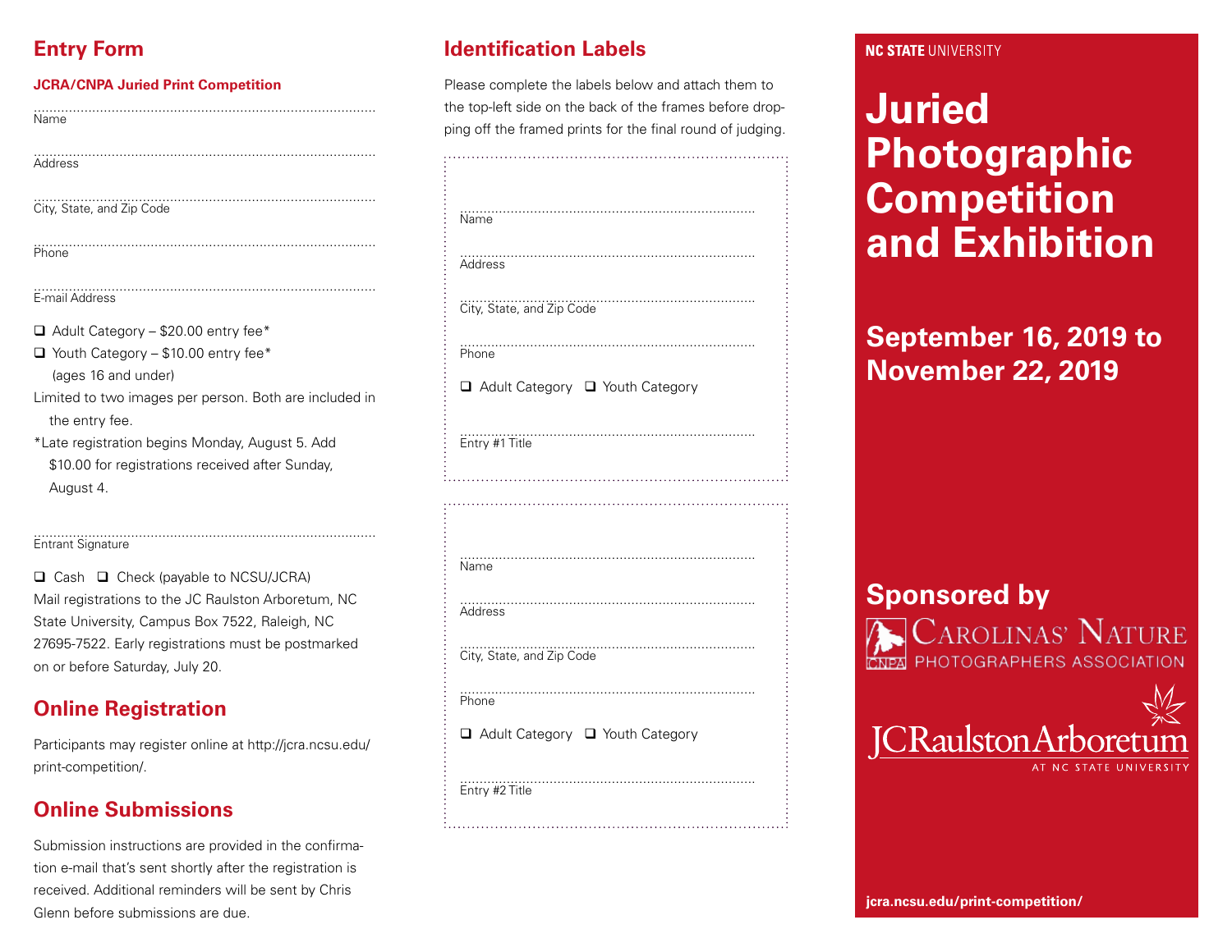## Entry Form

**JCRA/CNPA Juried Print Competition**

........................................................................................
Name

........................................................................................
Address

........................................................................................
City, State, and Zip Code

........................................................................................
Phone

........................................................................................
E-mail Address

❑ Adult Category – $20.00 entry fee*

❑ Youth Category – $10.00 entry fee* (ages 16 and under)

Limited to two images per person. Both are included in the entry fee.

*Late registration begins Monday, August 5. Add $10.00 for registrations received after Sunday, August 4.

........................................................................................
Entrant Signature

❑ Cash ❑ Check (payable to NCSU/JCRA)

Mail registrations to the JC Raulston Arboretum, NC State University, Campus Box 7522, Raleigh, NC 27695-7522. Early registrations must be postmarked on or before Saturday, July 20.

## Online Registration

Participants may register online at http://jcra.ncsu.edu/print-competition/.

## Online Submissions

Submission instructions are provided in the confirmation e-mail that's sent shortly after the registration is received. Additional reminders will be sent by Chris Glenn before submissions are due.

## Identification Labels

Please complete the labels below and attach them to the top-left side on the back of the frames before dropping off the framed prints for the final round of judging.

........................................................................................
Name

........................................................................................
Address

........................................................................................
City, State, and Zip Code

........................................................................................
Phone

❑ Adult Category ❑ Youth Category

........................................................................................
Entry #1 Title

........................................................................................
Name

........................................................................................
Address

........................................................................................
City, State, and Zip Code

........................................................................................
Phone

❑ Adult Category ❑ Youth Category

........................................................................................
Entry #2 Title

**NC STATE** UNIVERSITY

# Juried Photographic Competition and Exhibition

## September 16, 2019 to November 22, 2019

## Sponsored by

CNPA Carolinas' Nature Photographers Association

JC Raulston Arboretum at NC State University

**jcra.ncsu.edu/print-competition/**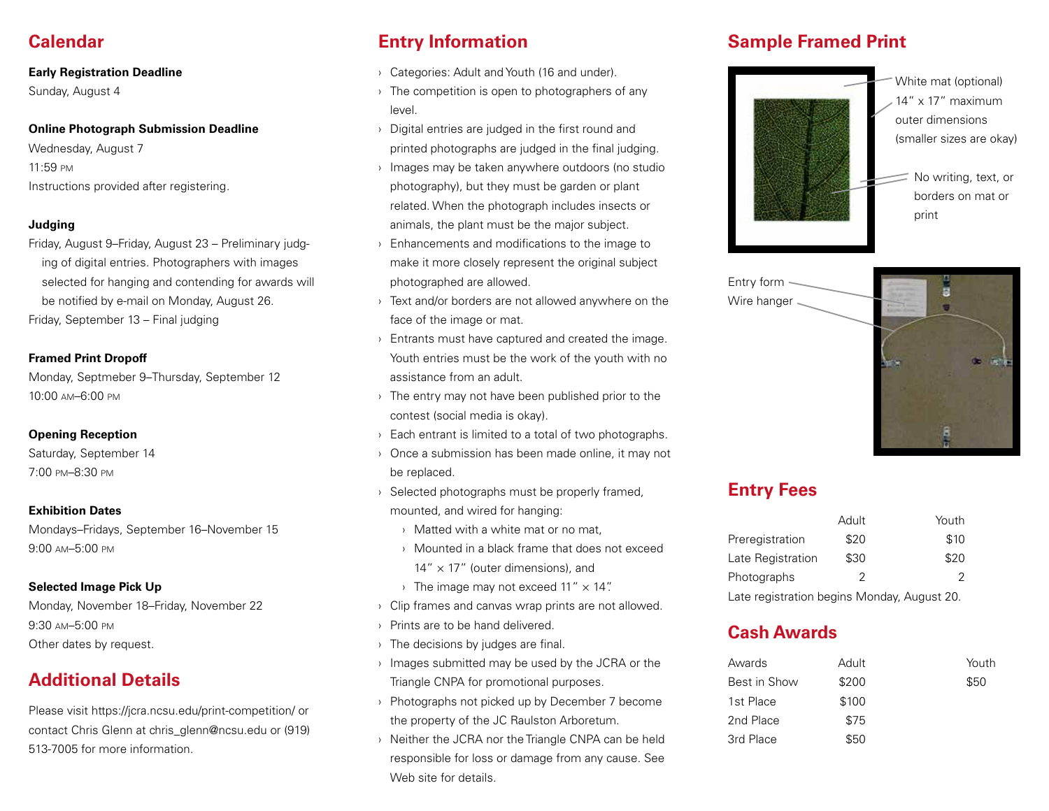## Calendar

**Early Registration Deadline**
Sunday, August 4

**Online Photograph Submission Deadline**
Wednesday, August 7
11:59 PM
Instructions provided after registering.

**Judging**
Friday, August 9–Friday, August 23 – Preliminary judging of digital entries. Photographers with images selected for hanging and contending for awards will be notified by e-mail on Monday, August 26.
Friday, September 13 – Final judging

**Framed Print Dropoff**
Monday, Septmeber 9–Thursday, September 12
10:00 AM–6:00 PM

**Opening Reception**
Saturday, September 14
7:00 PM–8:30 PM

**Exhibition Dates**
Mondays–Fridays, September 16–November 15
9:00 AM–5:00 PM

**Selected Image Pick Up**
Monday, November 18–Friday, November 22
9:30 AM–5:00 PM
Other dates by request.

## Additional Details

Please visit https://jcra.ncsu.edu/print-competition/ or contact Chris Glenn at chris_glenn@ncsu.edu or (919) 513-7005 for more information.

## Entry Information

- Categories: Adult and Youth (16 and under).
- The competition is open to photographers of any level.
- Digital entries are judged in the first round and printed photographs are judged in the final judging.
- Images may be taken anywhere outdoors (no studio photography), but they must be garden or plant related. When the photograph includes insects or animals, the plant must be the major subject.
- Enhancements and modifications to the image to make it more closely represent the original subject photographed are allowed.
- Text and/or borders are not allowed anywhere on the face of the image or mat.
- Entrants must have captured and created the image. Youth entries must be the work of the youth with no assistance from an adult.
- The entry may not have been published prior to the contest (social media is okay).
- Each entrant is limited to a total of two photographs.
- Once a submission has been made online, it may not be replaced.
- Selected photographs must be properly framed, mounted, and wired for hanging:
  - Matted with a white mat or no mat,
  - Mounted in a black frame that does not exceed 14″ × 17″ (outer dimensions), and
  - The image may not exceed 11″ × 14″.
- Clip frames and canvas wrap prints are not allowed.
- Prints are to be hand delivered.
- The decisions by judges are final.
- Images submitted may be used by the JCRA or the Triangle CNPA for promotional purposes.
- Photographs not picked up by December 7 become the property of the JC Raulston Arboretum.
- Neither the JCRA nor the Triangle CNPA can be held responsible for loss or damage from any cause. See Web site for details.

## Sample Framed Print

White mat (optional)
14″ x 17″ maximum outer dimensions (smaller sizes are okay)
No writing, text, or borders on mat or print

Entry form
Wire hanger

## Entry Fees

| | Adult | Youth |
|---|---|---|
| Preregistration | $20 | $10 |
| Late Registration | $30 | $20 |
| Photographs | 2 | 2 |

Late registration begins Monday, August 20.

## Cash Awards

| Awards | Adult | Youth |
|---|---|---|
| Best in Show | $200 | $50 |
| 1st Place | $100 | |
| 2nd Place | $75 | |
| 3rd Place | $50 | |